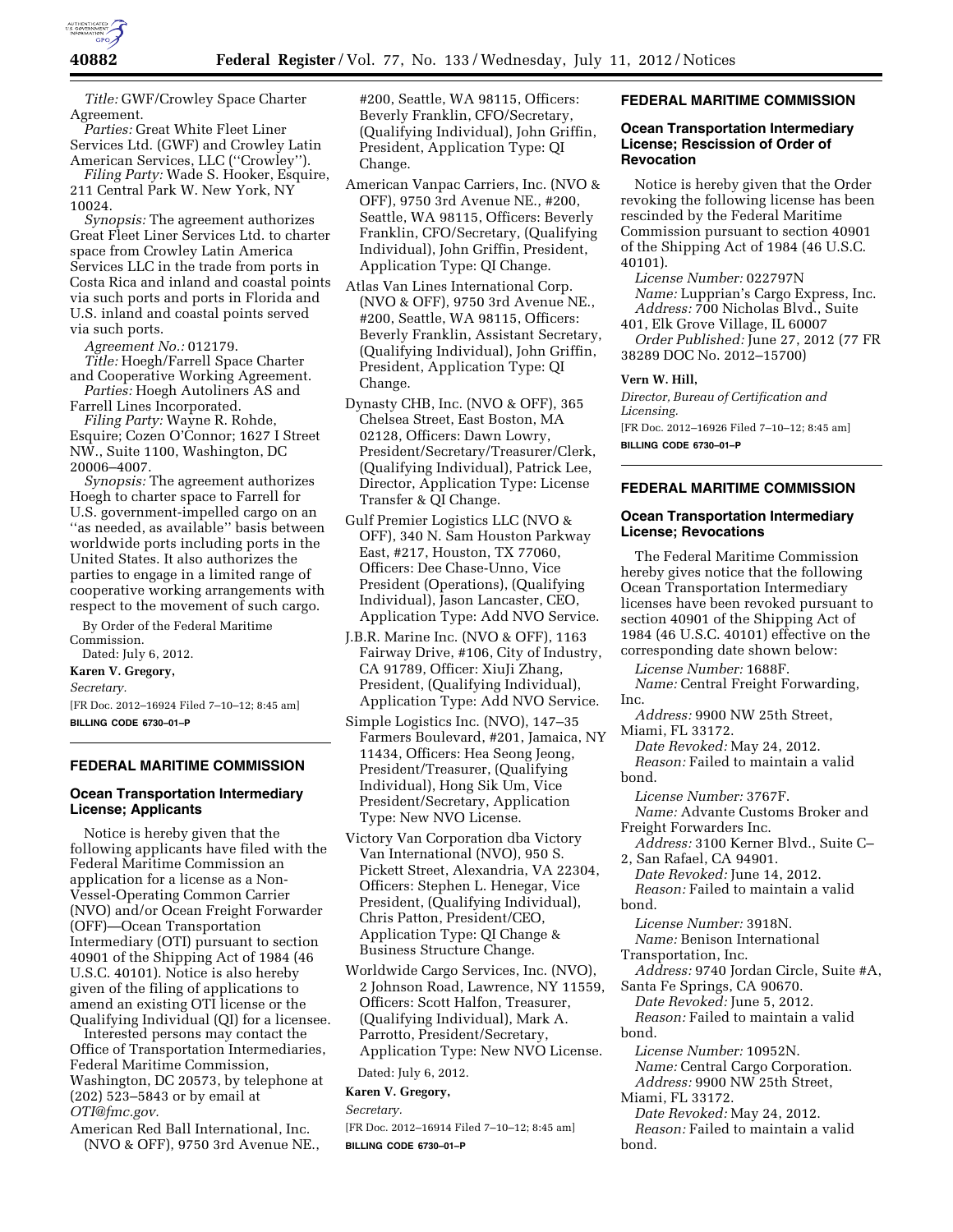*Title:* GWF/Crowley Space Charter Agreement.

*Parties:* Great White Fleet Liner Services Ltd. (GWF) and Crowley Latin American Services, LLC (''Crowley'').

*Filing Party:* Wade S. Hooker, Esquire, 211 Central Park W. New York, NY 10024.

*Synopsis:* The agreement authorizes Great Fleet Liner Services Ltd. to charter space from Crowley Latin America Services LLC in the trade from ports in Costa Rica and inland and coastal points via such ports and ports in Florida and U.S. inland and coastal points served via such ports.

*Agreement No.:* 012179.

*Title:* Hoegh/Farrell Space Charter and Cooperative Working Agreement.

*Parties:* Hoegh Autoliners AS and Farrell Lines Incorporated.

*Filing Party:* Wayne R. Rohde, Esquire; Cozen O'Connor; 1627 I Street NW., Suite 1100, Washington, DC 20006–4007.

*Synopsis:* The agreement authorizes Hoegh to charter space to Farrell for U.S. government-impelled cargo on an ''as needed, as available'' basis between worldwide ports including ports in the United States. It also authorizes the parties to engage in a limited range of cooperative working arrangements with respect to the movement of such cargo.

By Order of the Federal Maritime Commission.

Dated: July 6, 2012.

**Karen V. Gregory,**

*Secretary.*

[FR Doc. 2012–16924 Filed 7–10–12; 8:45 am]

**BILLING CODE 6730–01–P**

## FEDERAL MARITIME COMMISSION

### Ocean Transportation Intermediary License; Applicants

Notice is hereby given that the following applicants have filed with the Federal Maritime Commission an application for a license as a Non-Vessel-Operating Common Carrier (NVO) and/or Ocean Freight Forwarder (OFF)—Ocean Transportation Intermediary (OTI) pursuant to section 40901 of the Shipping Act of 1984 (46 U.S.C. 40101). Notice is also hereby given of the filing of applications to amend an existing OTI license or the Qualifying Individual (QI) for a licensee.

Interested persons may contact the Office of Transportation Intermediaries, Federal Maritime Commission, Washington, DC 20573, by telephone at (202) 523–5843 or by email at *OTI@fmc.gov.*

American Red Ball International, Inc. (NVO & OFF), 9750 3rd Avenue NE., #200, Seattle, WA 98115, Officers: Beverly Franklin, CFO/Secretary, (Qualifying Individual), John Griffin, President, Application Type: QI Change.

American Vanpac Carriers, Inc. (NVO & OFF), 9750 3rd Avenue NE., #200, Seattle, WA 98115, Officers: Beverly Franklin, CFO/Secretary, (Qualifying Individual), John Griffin, President, Application Type: QI Change.

Atlas Van Lines International Corp. (NVO & OFF), 9750 3rd Avenue NE., #200, Seattle, WA 98115, Officers: Beverly Franklin, Assistant Secretary, (Qualifying Individual), John Griffin, President, Application Type: QI Change.

Dynasty CHB, Inc. (NVO & OFF), 365 Chelsea Street, East Boston, MA 02128, Officers: Dawn Lowry, President/Secretary/Treasurer/Clerk, (Qualifying Individual), Patrick Lee, Director, Application Type: License Transfer & QI Change.

Gulf Premier Logistics LLC (NVO & OFF), 340 N. Sam Houston Parkway East, #217, Houston, TX 77060, Officers: Dee Chase-Unno, Vice President (Operations), (Qualifying Individual), Jason Lancaster, CEO, Application Type: Add NVO Service.

J.B.R. Marine Inc. (NVO & OFF), 1163 Fairway Drive, #106, City of Industry, CA 91789, Officer: XiuJi Zhang, President, (Qualifying Individual), Application Type: Add NVO Service.

Simple Logistics Inc. (NVO), 147–35 Farmers Boulevard, #201, Jamaica, NY 11434, Officers: Hea Seong Jeong, President/Treasurer, (Qualifying Individual), Hong Sik Um, Vice President/Secretary, Application Type: New NVO License.

Victory Van Corporation dba Victory Van International (NVO), 950 S. Pickett Street, Alexandria, VA 22304, Officers: Stephen L. Henegar, Vice President, (Qualifying Individual), Chris Patton, President/CEO, Application Type: QI Change & Business Structure Change.

Worldwide Cargo Services, Inc. (NVO), 2 Johnson Road, Lawrence, NY 11559, Officers: Scott Halfon, Treasurer, (Qualifying Individual), Mark A. Parrotto, President/Secretary, Application Type: New NVO License.

Dated: July 6, 2012.

**Karen V. Gregory,**

*Secretary.*

[FR Doc. 2012–16914 Filed 7–10–12; 8:45 am]

**BILLING CODE 6730–01–P**

## FEDERAL MARITIME COMMISSION

### Ocean Transportation Intermediary License; Rescission of Order of Revocation

Notice is hereby given that the Order revoking the following license has been rescinded by the Federal Maritime Commission pursuant to section 40901 of the Shipping Act of 1984 (46 U.S.C. 40101).

*License Number:* 022797N

*Name:* Lupprian's Cargo Express, Inc.

*Address:* 700 Nicholas Blvd., Suite 401, Elk Grove Village, IL 60007

*Order Published:* June 27, 2012 (77 FR 38289 DOC No. 2012–15700)

**Vern W. Hill,**

*Director, Bureau of Certification and Licensing.*

[FR Doc. 2012–16926 Filed 7–10–12; 8:45 am]

**BILLING CODE 6730–01–P**

## FEDERAL MARITIME COMMISSION

### Ocean Transportation Intermediary License; Revocations

The Federal Maritime Commission hereby gives notice that the following Ocean Transportation Intermediary licenses have been revoked pursuant to section 40901 of the Shipping Act of 1984 (46 U.S.C. 40101) effective on the corresponding date shown below:

*License Number:* 1688F.

*Name:* Central Freight Forwarding, Inc.

*Address:* 9900 NW 25th Street, Miami, FL 33172.

*Date Revoked:* May 24, 2012.

*Reason:* Failed to maintain a valid bond.

*License Number:* 3767F.

*Name:* Advante Customs Broker and Freight Forwarders Inc.

*Address:* 3100 Kerner Blvd., Suite C–2, San Rafael, CA 94901.

*Date Revoked:* June 14, 2012.

*Reason:* Failed to maintain a valid bond.

*License Number:* 3918N.

*Name:* Benison International Transportation, Inc.

*Address:* 9740 Jordan Circle, Suite #A, Santa Fe Springs, CA 90670.

*Date Revoked:* June 5, 2012.

*Reason:* Failed to maintain a valid bond.

*License Number:* 10952N.

*Name:* Central Cargo Corporation.

*Address:* 9900 NW 25th Street, Miami, FL 33172.

*Date Revoked:* May 24, 2012.

*Reason:* Failed to maintain a valid bond.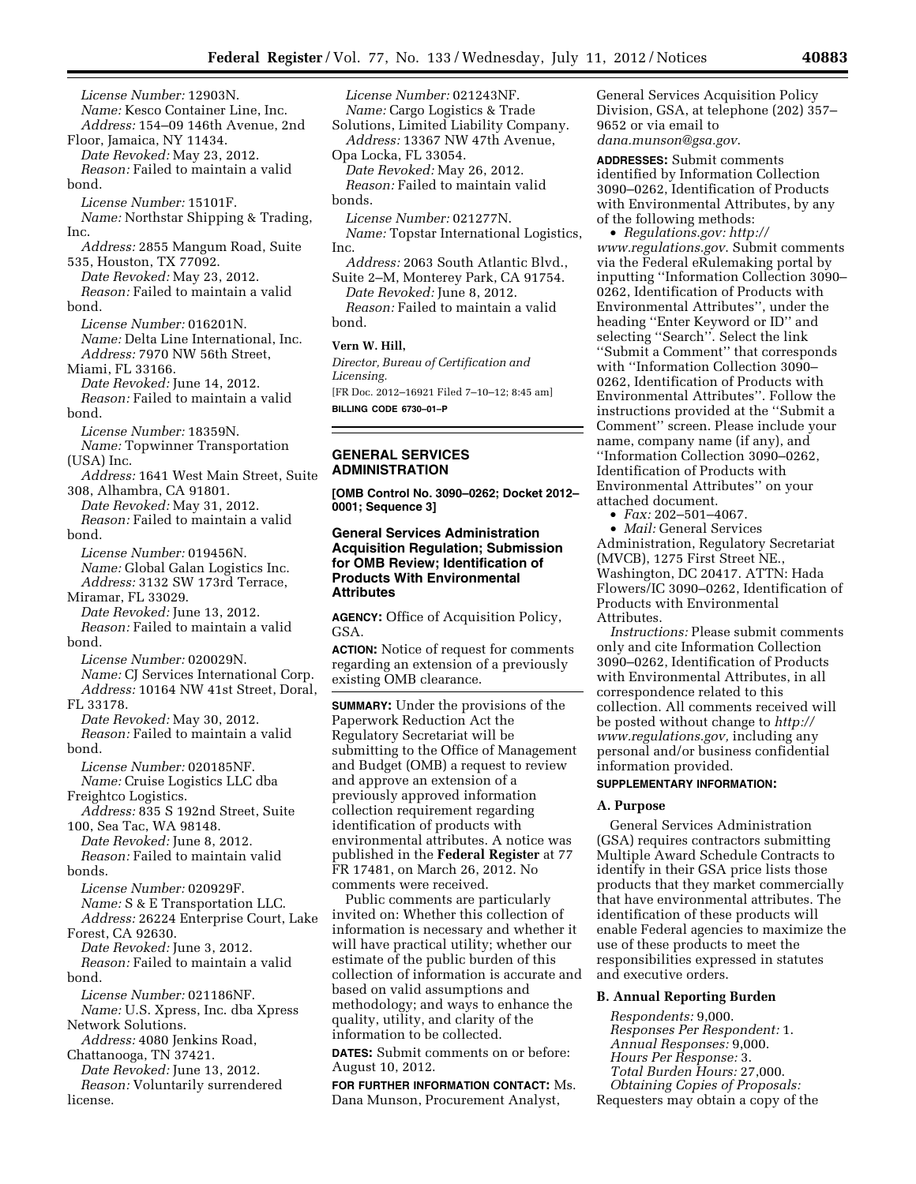*License Number:* 12903N.
*Name:* Kesco Container Line, Inc.
*Address:* 154–09 146th Avenue, 2nd Floor, Jamaica, NY 11434.
*Date Revoked:* May 23, 2012.
*Reason:* Failed to maintain a valid bond.

*License Number:* 15101F.
*Name:* Northstar Shipping & Trading, Inc.
*Address:* 2855 Mangum Road, Suite 535, Houston, TX 77092.
*Date Revoked:* May 23, 2012.
*Reason:* Failed to maintain a valid bond.

*License Number:* 016201N.
*Name:* Delta Line International, Inc.
*Address:* 7970 NW 56th Street, Miami, FL 33166.
*Date Revoked:* June 14, 2012.
*Reason:* Failed to maintain a valid bond.

*License Number:* 18359N.
*Name:* Topwinner Transportation (USA) Inc.
*Address:* 1641 West Main Street, Suite 308, Alhambra, CA 91801.
*Date Revoked:* May 31, 2012.
*Reason:* Failed to maintain a valid bond.

*License Number:* 019456N.
*Name:* Global Galan Logistics Inc.
*Address:* 3132 SW 173rd Terrace, Miramar, FL 33029.
*Date Revoked:* June 13, 2012.
*Reason:* Failed to maintain a valid bond.

*License Number:* 020029N.
*Name:* CJ Services International Corp.
*Address:* 10164 NW 41st Street, Doral, FL 33178.
*Date Revoked:* May 30, 2012.
*Reason:* Failed to maintain a valid bond.

*License Number:* 020185NF.
*Name:* Cruise Logistics LLC dba Freightco Logistics.
*Address:* 835 S 192nd Street, Suite 100, Sea Tac, WA 98148.
*Date Revoked:* June 8, 2012.
*Reason:* Failed to maintain valid bonds.

*License Number:* 020929F.
*Name:* S & E Transportation LLC.
*Address:* 26224 Enterprise Court, Lake Forest, CA 92630.
*Date Revoked:* June 3, 2012.
*Reason:* Failed to maintain a valid bond.

*License Number:* 021186NF.
*Name:* U.S. Xpress, Inc. dba Xpress Network Solutions.
*Address:* 4080 Jenkins Road, Chattanooga, TN 37421.
*Date Revoked:* June 13, 2012.
*Reason:* Voluntarily surrendered license.

*License Number:* 021243NF.
*Name:* Cargo Logistics & Trade Solutions, Limited Liability Company.
*Address:* 13367 NW 47th Avenue, Opa Locka, FL 33054.
*Date Revoked:* May 26, 2012.
*Reason:* Failed to maintain valid bonds.

*License Number:* 021277N.
*Name:* Topstar International Logistics, Inc.
*Address:* 2063 South Atlantic Blvd., Suite 2–M, Monterey Park, CA 91754.
*Date Revoked:* June 8, 2012.
*Reason:* Failed to maintain a valid bond.

**Vern W. Hill,**

*Director, Bureau of Certification and Licensing.*

[FR Doc. 2012–16921 Filed 7–10–12; 8:45 am]

**BILLING CODE 6730–01–P**

## GENERAL SERVICES ADMINISTRATION

**[OMB Control No. 3090–0262; Docket 2012–0001; Sequence 3]**

### General Services Administration Acquisition Regulation; Submission for OMB Review; Identification of Products With Environmental Attributes

**AGENCY:** Office of Acquisition Policy, GSA.

**ACTION:** Notice of request for comments regarding an extension of a previously existing OMB clearance.

**SUMMARY:** Under the provisions of the Paperwork Reduction Act the Regulatory Secretariat will be submitting to the Office of Management and Budget (OMB) a request to review and approve an extension of a previously approved information collection requirement regarding identification of products with environmental attributes. A notice was published in the **Federal Register** at 77 FR 17481, on March 26, 2012. No comments were received.

Public comments are particularly invited on: Whether this collection of information is necessary and whether it will have practical utility; whether our estimate of the public burden of this collection of information is accurate and based on valid assumptions and methodology; and ways to enhance the quality, utility, and clarity of the information to be collected.

**DATES:** Submit comments on or before: August 10, 2012.

**FOR FURTHER INFORMATION CONTACT:** Ms. Dana Munson, Procurement Analyst, General Services Acquisition Policy Division, GSA, at telephone (202) 357–9652 or via email to *dana.munson@gsa.gov*.

**ADDRESSES:** Submit comments identified by Information Collection 3090–0262, Identification of Products with Environmental Attributes, by any of the following methods:

- *Regulations.gov: http://www.regulations.gov*. Submit comments via the Federal eRulemaking portal by inputting ''Information Collection 3090–0262, Identification of Products with Environmental Attributes'', under the heading ''Enter Keyword or ID'' and selecting ''Search''. Select the link ''Submit a Comment'' that corresponds with ''Information Collection 3090–0262, Identification of Products with Environmental Attributes''. Follow the instructions provided at the ''Submit a Comment'' screen. Please include your name, company name (if any), and ''Information Collection 3090–0262, Identification of Products with Environmental Attributes'' on your attached document.
- *Fax:* 202–501–4067.
- *Mail:* General Services Administration, Regulatory Secretariat (MVCB), 1275 First Street NE., Washington, DC 20417. ATTN: Hada Flowers/IC 3090–0262, Identification of Products with Environmental Attributes.

*Instructions:* Please submit comments only and cite Information Collection 3090–0262, Identification of Products with Environmental Attributes, in all correspondence related to this collection. All comments received will be posted without change to *http://www.regulations.gov,* including any personal and/or business confidential information provided.

**SUPPLEMENTARY INFORMATION:**

#### A. Purpose

General Services Administration (GSA) requires contractors submitting Multiple Award Schedule Contracts to identify in their GSA price lists those products that they market commercially that have environmental attributes. The identification of these products will enable Federal agencies to maximize the use of these products to meet the responsibilities expressed in statutes and executive orders.

#### B. Annual Reporting Burden

*Respondents:* 9,000.
*Responses Per Respondent:* 1.
*Annual Responses:* 9,000.
*Hours Per Response:* 3.
*Total Burden Hours:* 27,000.
*Obtaining Copies of Proposals:* Requesters may obtain a copy of the